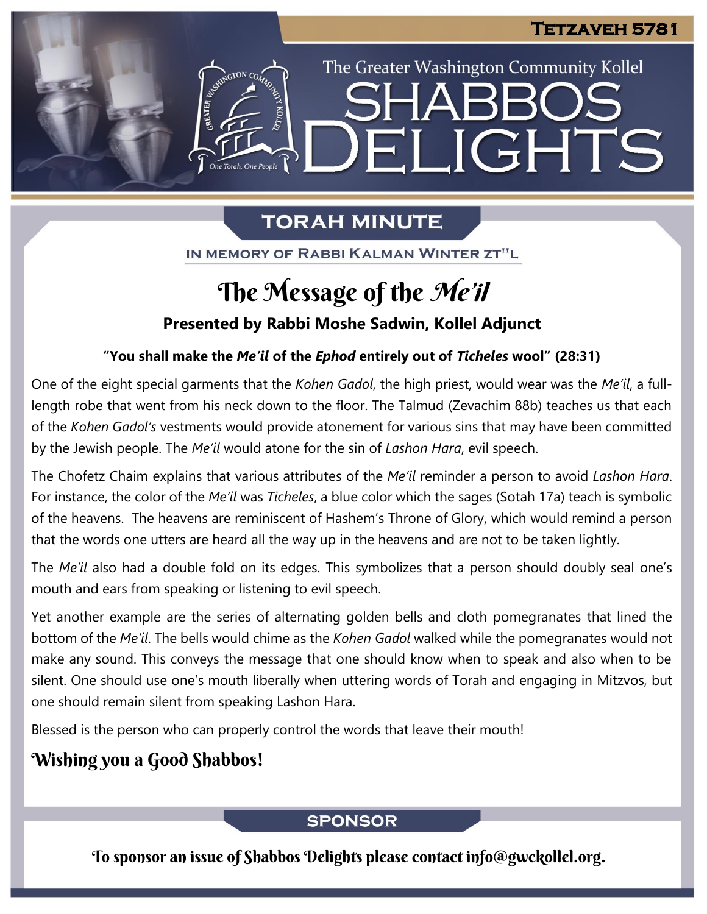# The Greater Washington Community Kollel SHABBOS DELIGHTS

**Tetzaveh 5781**

## TORAH MINUTE

IN MEMORY OF RABBI KALMAN WINTER ZT"L

# The Message of the *Me'il*

**Presented by Rabbi Moshe Sadwin, Kollel Adjunct**

**"You shall make the *Me'il* of the *Ephod* entirely out of *Ticheles* wool" (28:31)**

One of the eight special garments that the *Kohen Gadol*, the high priest, would wear was the *Me'il*, a full-length robe that went from his neck down to the floor. The Talmud (Zevachim 88b) teaches us that each of the *Kohen Gadol's* vestments would provide atonement for various sins that may have been committed by the Jewish people. The *Me'il* would atone for the sin of *Lashon Hara*, evil speech.

The Chofetz Chaim explains that various attributes of the *Me'il* reminder a person to avoid *Lashon Hara*. For instance, the color of the *Me'il* was *Ticheles*, a blue color which the sages (Sotah 17a) teach is symbolic of the heavens. The heavens are reminiscent of Hashem's Throne of Glory, which would remind a person that the words one utters are heard all the way up in the heavens and are not to be taken lightly.

The *Me'il* also had a double fold on its edges. This symbolizes that a person should doubly seal one's mouth and ears from speaking or listening to evil speech.

Yet another example are the series of alternating golden bells and cloth pomegranates that lined the bottom of the *Me'il*. The bells would chime as the *Kohen Gadol* walked while the pomegranates would not make any sound. This conveys the message that one should know when to speak and also when to be silent. One should use one's mouth liberally when uttering words of Torah and engaging in Mitzvos, but one should remain silent from speaking Lashon Hara.

Blessed is the person who can properly control the words that leave their mouth!

## Wishing you a Good Shabbos!

## SPONSOR

To sponsor an issue of Shabbos Delights please contact info@gwckollel.org.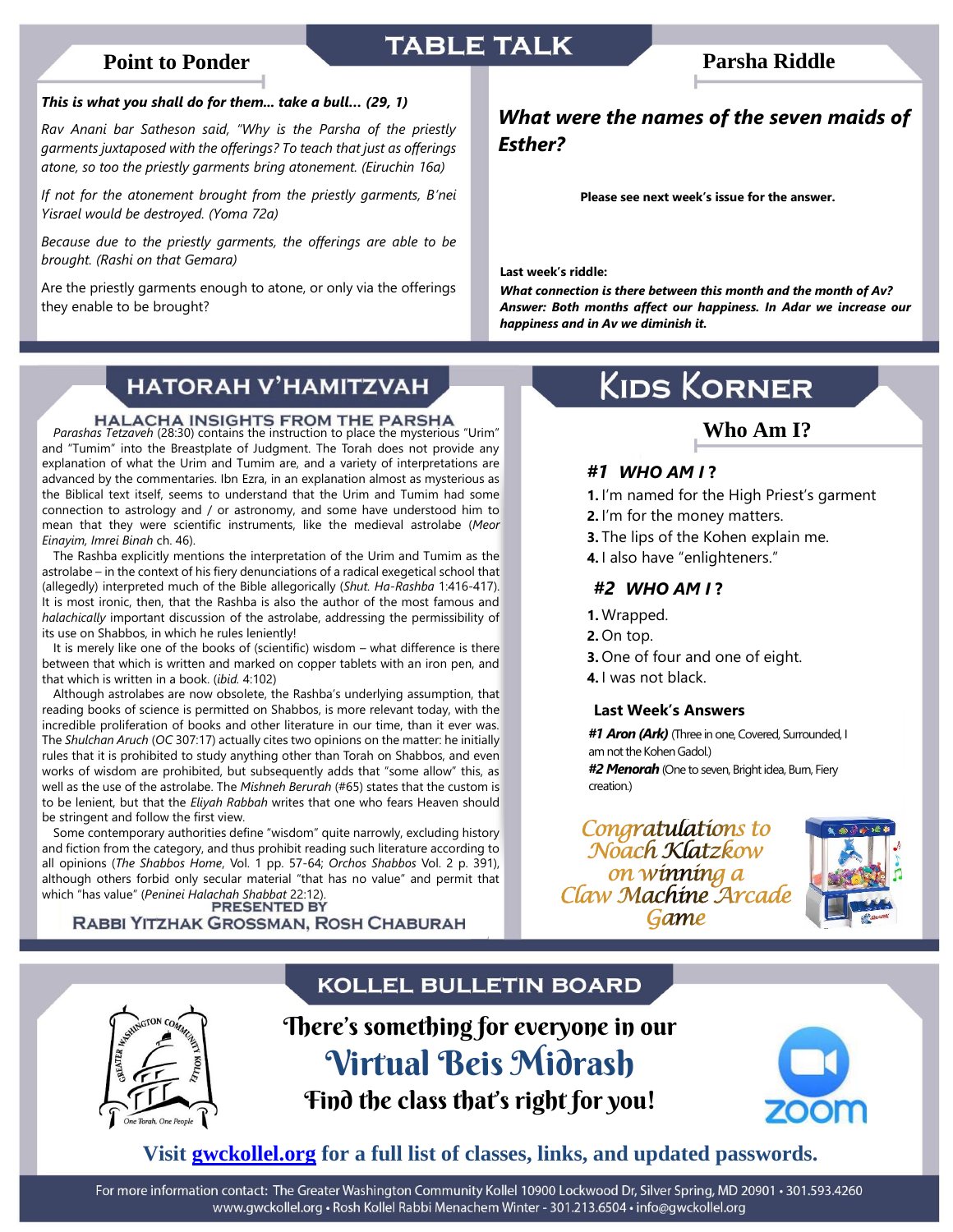# TABLE TALK

## Point to Ponder

***This is what you shall do for them... take a bull... (29, 1)***

*Rav Anani bar Satheson said, "Why is the Parsha of the priestly garments juxtaposed with the offerings? To teach that just as offerings atone, so too the priestly garments bring atonement. (Eiruchin 16a)*

*If not for the atonement brought from the priestly garments, B'nei Yisrael would be destroyed. (Yoma 72a)*

*Because due to the priestly garments, the offerings are able to be brought. (Rashi on that Gemara)*

Are the priestly garments enough to atone, or only via the offerings they enable to be brought?

## Parsha Riddle

***What were the names of the seven maids of Esther?***

**Please see next week's issue for the answer.**

**Last week's riddle:**

***What connection is there between this month and the month of Av?***
***Answer: Both months affect our happiness. In Adar we increase our happiness and in Av we diminish it.***

# HATORAH V'HAMITZVAH

## HALACHA INSIGHTS FROM THE PARSHA

*Parashas Tetzaveh* (28:30) contains the instruction to place the mysterious "Urim" and "Tumim" into the Breastplate of Judgment. The Torah does not provide any explanation of what the Urim and Tumim are, and a variety of interpretations are advanced by the commentaries. Ibn Ezra, in an explanation almost as mysterious as the Biblical text itself, seems to understand that the Urim and Tumim had some connection to astrology and / or astronomy, and some have understood him to mean that they were scientific instruments, like the medieval astrolabe (*Meor Einayim, Imrei Binah* ch. 46).

The Rashba explicitly mentions the interpretation of the Urim and Tumim as the astrolabe – in the context of his fiery denunciations of a radical exegetical school that (allegedly) interpreted much of the Bible allegorically (*Shut. Ha-Rashba* 1:416-417). It is most ironic, then, that the Rashba is also the author of the most famous and *halachically* important discussion of the astrolabe, addressing the permissibility of its use on Shabbos, in which he rules leniently!

It is merely like one of the books of (scientific) wisdom – what difference is there between that which is written and marked on copper tablets with an iron pen, and that which is written in a book. (*ibid.* 4:102)

Although astrolabes are now obsolete, the Rashba's underlying assumption, that reading books of science is permitted on Shabbos, is more relevant today, with the incredible proliferation of books and other literature in our time, than it ever was. The *Shulchan Aruch* (*OC* 307:17) actually cites two opinions on the matter: he initially rules that it is prohibited to study anything other than Torah on Shabbos, and even works of wisdom are prohibited, but subsequently adds that "some allow" this, as well as the use of the astrolabe. The *Mishneh Berurah* (#65) states that the custom is to be lenient, but that the *Eliyah Rabbah* writes that one who fears Heaven should be stringent and follow the first view.

Some contemporary authorities define "wisdom" quite narrowly, excluding history and fiction from the category, and thus prohibit reading such literature according to all opinions (*The Shabbos Home*, Vol. 1 pp. 57-64; *Orchos Shabbos* Vol. 2 p. 391), although others forbid only secular material "that has no value" and permit that which "has value" (*Peninei Halachah Shabbat* 22:12).

PRESENTED BY
RABBI YITZHAK GROSSMAN, ROSH CHABURAH

# KIDS KORNER

## Who Am I?

### #1 WHO AM I ?

1. I'm named for the High Priest's garment
2. I'm for the money matters.
3. The lips of the Kohen explain me.
4. I also have "enlighteners."

### #2 WHO AM I ?

1. Wrapped.
2. On top.
3. One of four and one of eight.
4. I was not black.

### Last Week's Answers

***#1 Aron (Ark)*** (Three in one, Covered, Surrounded, I am not the Kohen Gadol.)
***#2 Menorah*** (One to seven, Bright idea, Burn, Fiery creation.)

*Congratulations to Noach Klatzkow on winning a Claw Machine Arcade Game*

# KOLLEL BULLETIN BOARD

There's something for everyone in our
**Virtual Beis Midrash**
Find the class that's right for you!

**Visit gwckollel.org for a full list of classes, links, and updated passwords.**

For more information contact: The Greater Washington Community Kollel 10900 Lockwood Dr, Silver Spring, MD 20901 • 301.593.4260
www.gwckollel.org • Rosh Kollel Rabbi Menachem Winter - 301.213.6504 • info@gwckollel.org